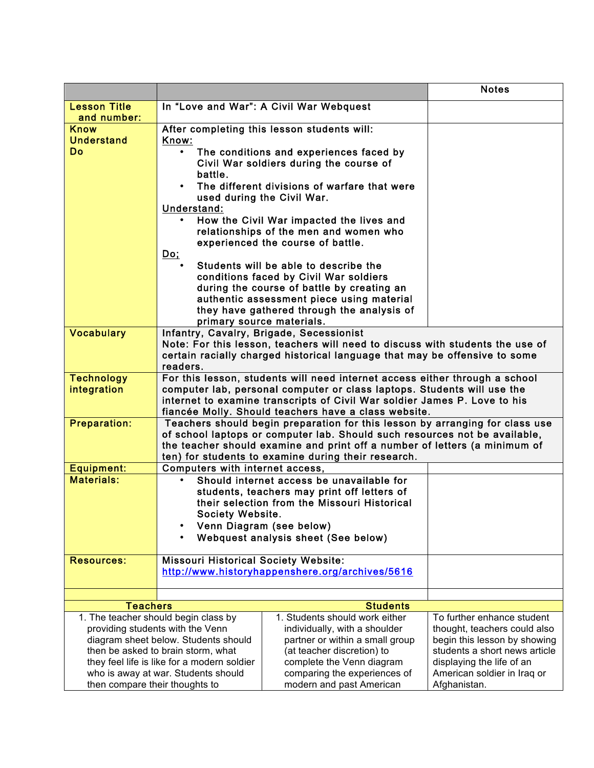| | | Notes |
|---|---|---|
| **Lesson Title and number:** | In “Love and War”: A Civil War Webquest | |
| **Know Understand Do** | After completing this lesson students will:<br><u>Know:</u><br>• The conditions and experiences faced by Civil War soldiers during the course of battle.<br>• The different divisions of warfare that were used during the Civil War.<br><u>Understand:</u><br>• How the Civil War impacted the lives and relationships of the men and women who experienced the course of battle.<br><u>Do;</u><br>• Students will be able to describe the conditions faced by Civil War soldiers during the course of battle by creating an authentic assessment piece using material they have gathered through the analysis of primary source materials. | |
| **Vocabulary** | Infantry, Cavalry, Brigade, Secessionist<br>Note: For this lesson, teachers will need to discuss with students the use of certain racially charged historical language that may be offensive to some readers. | |
| **Technology integration** | For this lesson, students will need internet access either through a school computer lab, personal computer or class laptops. Students will use the internet to examine transcripts of Civil War soldier James P. Love to his fiancée Molly. Should teachers have a class website. | |
| **Preparation:** | Teachers should begin preparation for this lesson by arranging for class use of school laptops or computer lab. Should such resources not be available, the teacher should examine and print off a number of letters (a minimum of ten) for students to examine during their research. | |
| **Equipment:** | Computers with internet access, | |
| **Materials:** | • Should internet access be unavailable for students, teachers may print off letters of their selection from the Missouri Historical Society Website.<br>• Venn Diagram (see below)<br>• Webquest analysis sheet (See below) | |
| **Resources:** | Missouri Historical Society Website:<br>http://www.historyhappenshere.org/archives/5616 | |

| **Teachers** | **Students** | |
|---|---|---|
| 1. The teacher should begin class by providing students with the Venn diagram sheet below. Students should then be asked to brain storm, what they feel life is like for a modern soldier who is away at war. Students should then compare their thoughts to | 1. Students should work either individually, with a shoulder partner or within a small group (at teacher discretion) to complete the Venn diagram comparing the experiences of modern and past American | To further enhance student thought, teachers could also begin this lesson by showing students a short news article displaying the life of an American soldier in Iraq or Afghanistan. |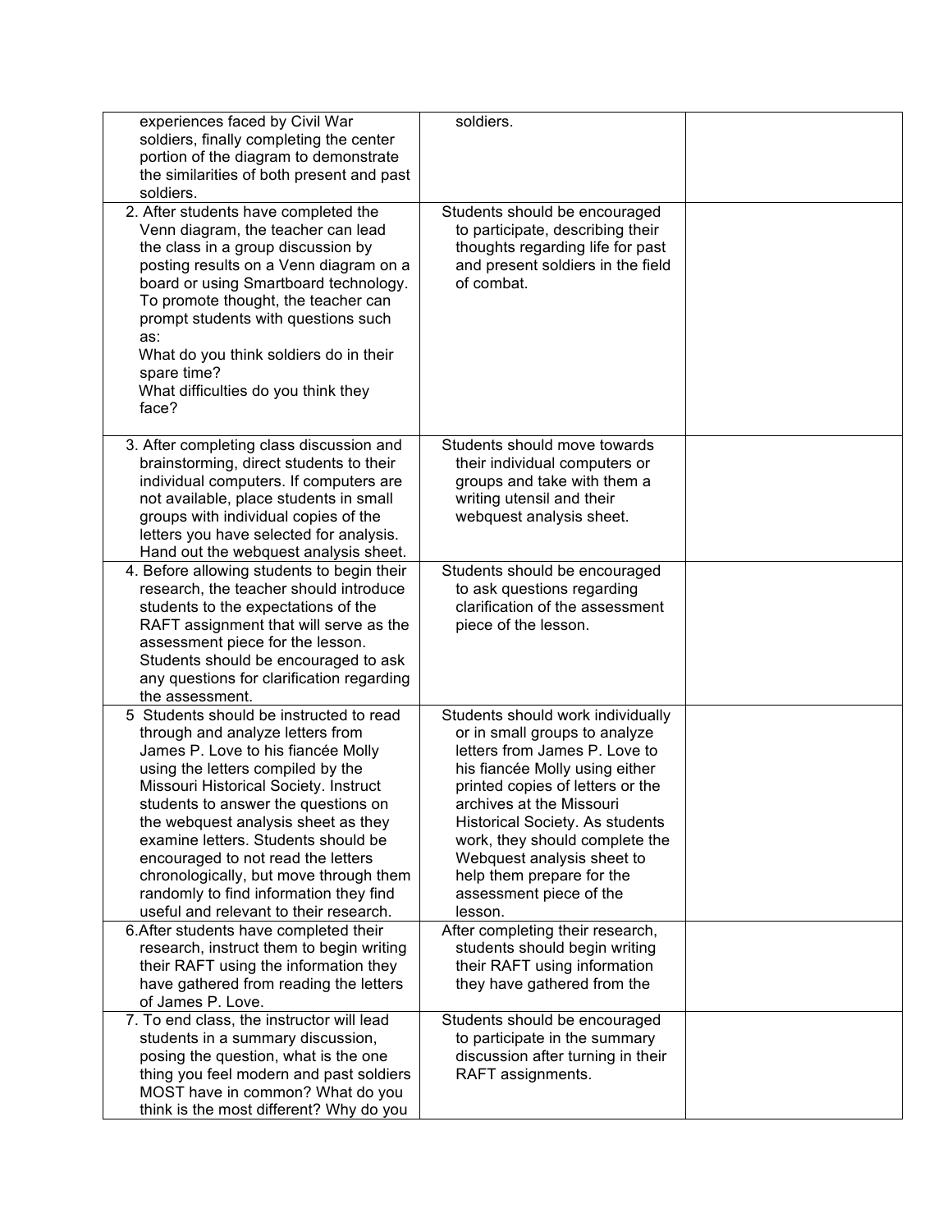| | | |
|---|---|---|
| experiences faced by Civil War soldiers, finally completing the center portion of the diagram to demonstrate the similarities of both present and past soldiers. | soldiers. | |
| 2. After students have completed the Venn diagram, the teacher can lead the class in a group discussion by posting results on a Venn diagram on a board or using Smartboard technology. To promote thought, the teacher can prompt students with questions such as: What do you think soldiers do in their spare time? What difficulties do you think they face? | Students should be encouraged to participate, describing their thoughts regarding life for past and present soldiers in the field of combat. | |
| 3. After completing class discussion and brainstorming, direct students to their individual computers. If computers are not available, place students in small groups with individual copies of the letters you have selected for analysis. Hand out the webquest analysis sheet. | Students should move towards their individual computers or groups and take with them a writing utensil and their webquest analysis sheet. | |
| 4. Before allowing students to begin their research, the teacher should introduce students to the expectations of the RAFT assignment that will serve as the assessment piece for the lesson. Students should be encouraged to ask any questions for clarification regarding the assessment. | Students should be encouraged to ask questions regarding clarification of the assessment piece of the lesson. | |
| 5 Students should be instructed to read through and analyze letters from James P. Love to his fiancée Molly using the letters compiled by the Missouri Historical Society. Instruct students to answer the questions on the webquest analysis sheet as they examine letters. Students should be encouraged to not read the letters chronologically, but move through them randomly to find information they find useful and relevant to their research. | Students should work individually or in small groups to analyze letters from James P. Love to his fiancée Molly using either printed copies of letters or the archives at the Missouri Historical Society. As students work, they should complete the Webquest analysis sheet to help them prepare for the assessment piece of the lesson. | |
| 6.After students have completed their research, instruct them to begin writing their RAFT using the information they have gathered from reading the letters of James P. Love. | After completing their research, students should begin writing their RAFT using information they have gathered from the | |
| 7. To end class, the instructor will lead students in a summary discussion, posing the question, what is the one thing you feel modern and past soldiers MOST have in common? What do you think is the most different? Why do you | Students should be encouraged to participate in the summary discussion after turning in their RAFT assignments. | |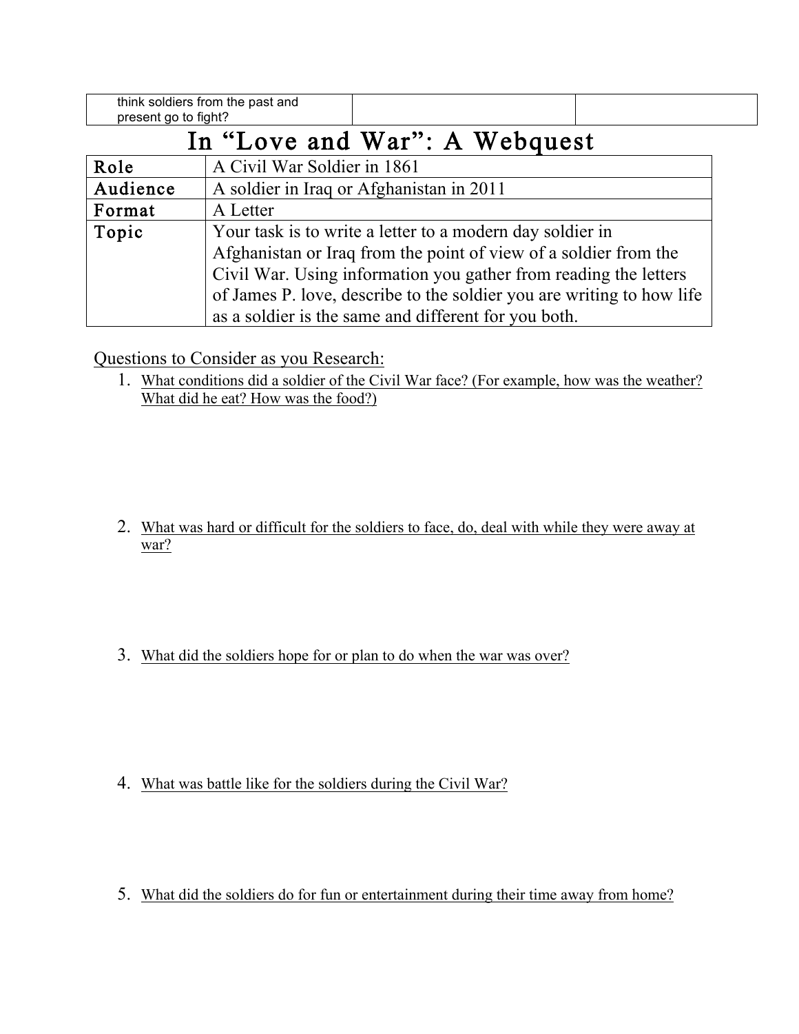| | | |
|---|---|---|
| think soldiers from the past and present go to fight? | | |

# In “Love and War”: A Webquest

| | |
|---|---|
| **Role** | A Civil War Soldier in 1861 |
| **Audience** | A soldier in Iraq or Afghanistan in 2011 |
| **Format** | A Letter |
| **Topic** | Your task is to write a letter to a modern day soldier in Afghanistan or Iraq from the point of view of a soldier from the Civil War. Using information you gather from reading the letters of James P. love, describe to the soldier you are writing to how life as a soldier is the same and different for you both. |

Questions to Consider as you Research:

1. What conditions did a soldier of the Civil War face? (For example, how was the weather? What did he eat? How was the food?)

2. What was hard or difficult for the soldiers to face, do, deal with while they were away at war?

3. What did the soldiers hope for or plan to do when the war was over?

4. What was battle like for the soldiers during the Civil War?

5. What did the soldiers do for fun or entertainment during their time away from home?